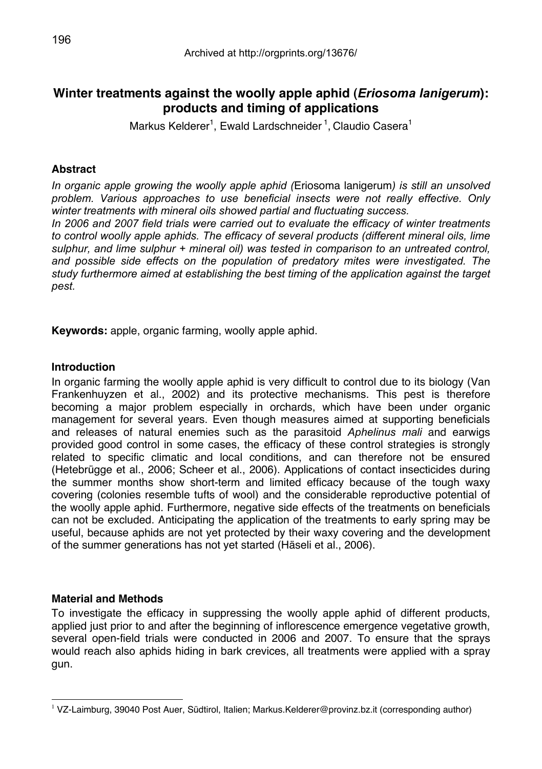Archived at http://orgprints.org/13676/

# Winter treatments against the woolly apple aphid (*Eriosoma lanigerum*): products and timing of applications

Markus Kelderer[1], Ewald Lardschneider[1], Claudio Casera[1]

## Abstract

*In organic apple growing the woolly apple aphid (*Eriosoma lanigerum*) is still an unsolved problem. Various approaches to use beneficial insects were not really effective. Only winter treatments with mineral oils showed partial and fluctuating success.*

*In 2006 and 2007 field trials were carried out to evaluate the efficacy of winter treatments to control woolly apple aphids. The efficacy of several products (different mineral oils, lime sulphur, and lime sulphur + mineral oil) was tested in comparison to an untreated control, and possible side effects on the population of predatory mites were investigated. The study furthermore aimed at establishing the best timing of the application against the target pest.*

**Keywords:** apple, organic farming, woolly apple aphid.

## Introduction

In organic farming the woolly apple aphid is very difficult to control due to its biology (Van Frankenhuyzen et al., 2002) and its protective mechanisms. This pest is therefore becoming a major problem especially in orchards, which have been under organic management for several years. Even though measures aimed at supporting beneficials and releases of natural enemies such as the parasitoid *Aphelinus mali* and earwigs provided good control in some cases, the efficacy of these control strategies is strongly related to specific climatic and local conditions, and can therefore not be ensured (Hetebrügge et al., 2006; Scheer et al., 2006). Applications of contact insecticides during the summer months show short-term and limited efficacy because of the tough waxy covering (colonies resemble tufts of wool) and the considerable reproductive potential of the woolly apple aphid. Furthermore, negative side effects of the treatments on beneficials can not be excluded. Anticipating the application of the treatments to early spring may be useful, because aphids are not yet protected by their waxy covering and the development of the summer generations has not yet started (Häseli et al., 2006).

## Material and Methods

To investigate the efficacy in suppressing the woolly apple aphid of different products, applied just prior to and after the beginning of inflorescence emergence vegetative growth, several open-field trials were conducted in 2006 and 2007. To ensure that the sprays would reach also aphids hiding in bark crevices, all treatments were applied with a spray gun.

[1] VZ-Laimburg, 39040 Post Auer, Südtirol, Italien; Markus.Kelderer@provinz.bz.it (corresponding author)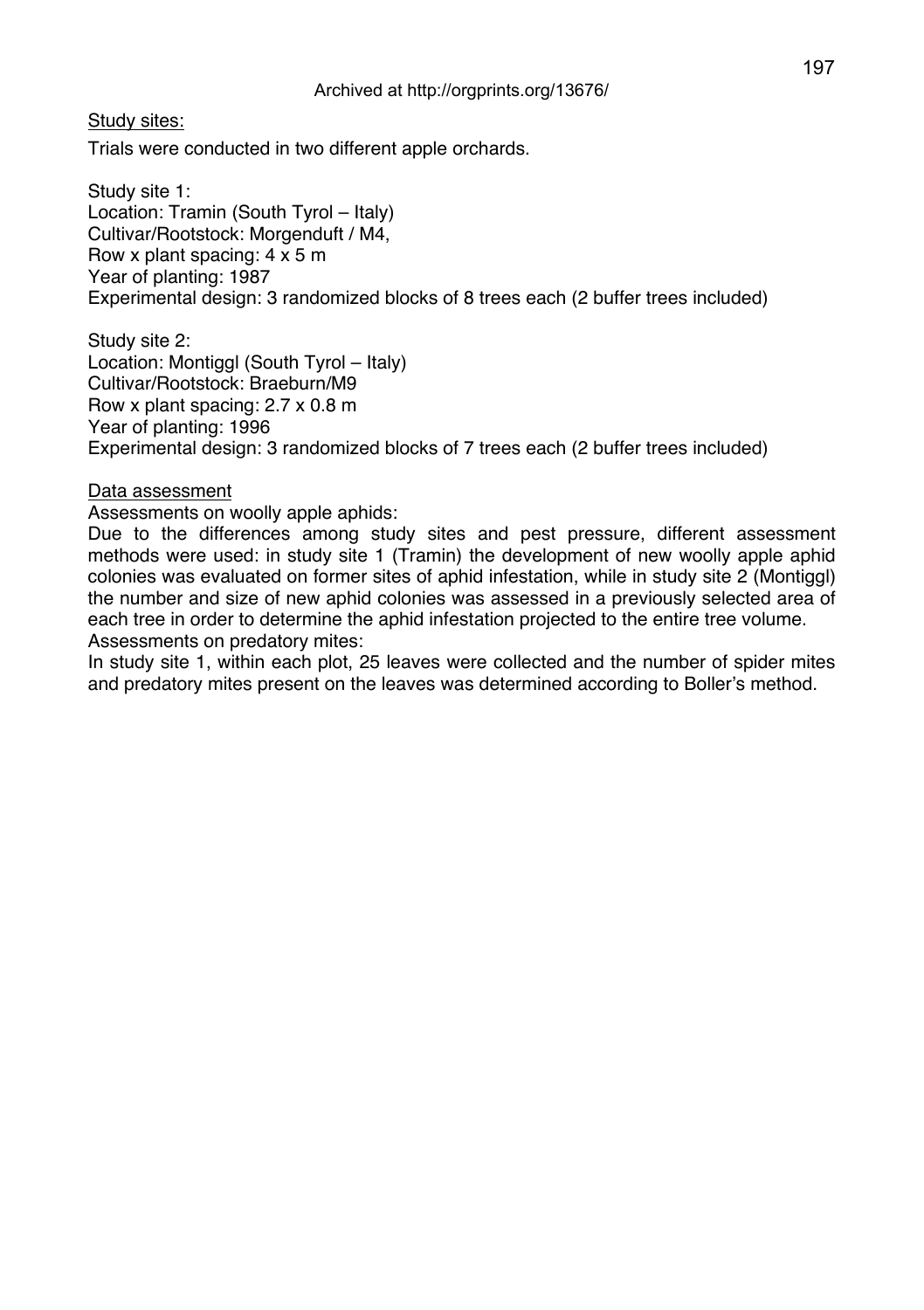Archived at http://orgprints.org/13676/

Study sites:

Trials were conducted in two different apple orchards.

Study site 1:
Location: Tramin (South Tyrol – Italy)
Cultivar/Rootstock: Morgenduft / M4,
Row x plant spacing: 4 x 5 m
Year of planting: 1987
Experimental design: 3 randomized blocks of 8 trees each (2 buffer trees included)

Study site 2:
Location: Montiggl (South Tyrol – Italy)
Cultivar/Rootstock: Braeburn/M9
Row x plant spacing: 2.7 x 0.8 m
Year of planting: 1996
Experimental design: 3 randomized blocks of 7 trees each (2 buffer trees included)

Data assessment

Assessments on woolly apple aphids:

Due to the differences among study sites and pest pressure, different assessment methods were used: in study site 1 (Tramin) the development of new woolly apple aphid colonies was evaluated on former sites of aphid infestation, while in study site 2 (Montiggl) the number and size of new aphid colonies was assessed in a previously selected area of each tree in order to determine the aphid infestation projected to the entire tree volume.

Assessments on predatory mites:

In study site 1, within each plot, 25 leaves were collected and the number of spider mites and predatory mites present on the leaves was determined according to Boller's method.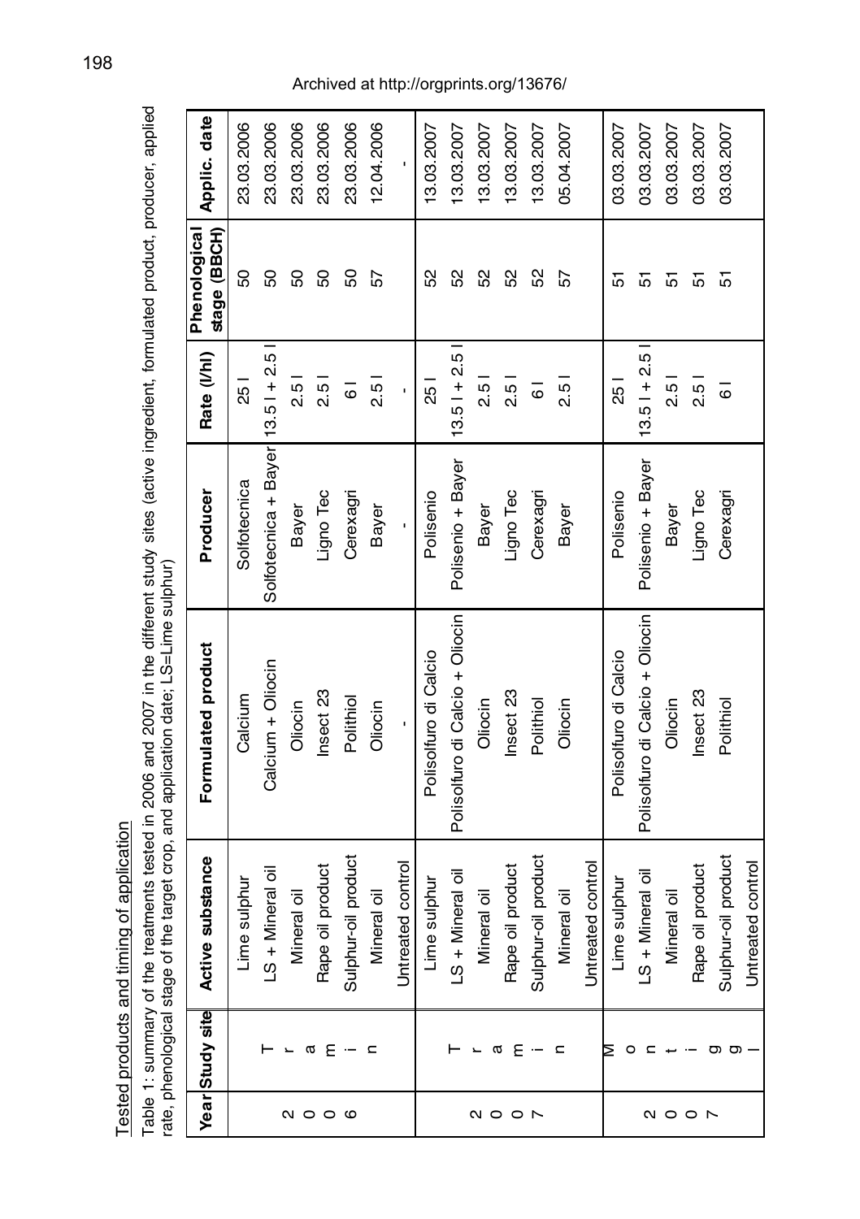Tested products and timing of application

Table 1: summary of the treatments tested in 2006 and 2007 in the different study sites (active ingredient, formulated product, producer, applied rate, phenological stage of the target crop, and application date; LS=Lime sulphur)

| Year | Study site | Active substance | Formulated product | Producer | Rate (l/hl) | Phenological stage (BBCH) | Applic. date |
|---|---|---|---|---|---|---|---|
| 2006 | Tramin | Lime sulphur | Calcium | Solfotecnica | 25 l | 50 | 23.03.2006 |
| | | LS + Mineral oil | Calcium + Oliocin | Solfotecnica + Bayer | 13.5 l + 2.5 l | 50 | 23.03.2006 |
| | | Mineral oil | Oliocin | Bayer | 2.5 l | 50 | 23.03.2006 |
| | | Rape oil product | Insect 23 | Ligno Tec | 2.5 l | 50 | 23.03.2006 |
| | | Sulphur-oil product | Polithiol | Cerexagri | 6 l | 50 | 23.03.2006 |
| | | Mineral oil | Oliocin | Bayer | 2.5 l | 57 | 12.04.2006 |
| | | Untreated control | - | - | - | | - |
| 2007 | Tramin | Lime sulphur | Polisolfuro di Calcio | Polisenio | 25 l | 52 | 13.03.2007 |
| | | LS + Mineral oil | Polisolfuro di Calcio + Oliocin | Polisenio + Bayer | 13.5 l + 2.5 l | 52 | 13.03.2007 |
| | | Mineral oil | Oliocin | Bayer | 2.5 l | 52 | 13.03.2007 |
| | | Rape oil product | Insect 23 | Ligno Tec | 2.5 l | 52 | 13.03.2007 |
| | | Sulphur-oil product | Polithiol | Cerexagri | 6 l | 52 | 13.03.2007 |
| | | Mineral oil | Oliocin | Bayer | 2.5 l | 57 | 05.04.2007 |
| | | Untreated control | | | | | |
| 2007 | Montiggl | Lime sulphur | Polisolfuro di Calcio | Polisenio | 25 l | 51 | 03.03.2007 |
| | | LS + Mineral oil | Polisolfuro di Calcio + Oliocin | Polisenio + Bayer | 13.5 l + 2.5 l | 51 | 03.03.2007 |
| | | Mineral oil | Oliocin | Bayer | 2.5 l | 51 | 03.03.2007 |
| | | Rape oil product | Insect 23 | Ligno Tec | 2.5 l | 51 | 03.03.2007 |
| | | Sulphur-oil product | Polithiol | Cerexagri | 6 l | 51 | 03.03.2007 |
| | | Untreated control | | | | | |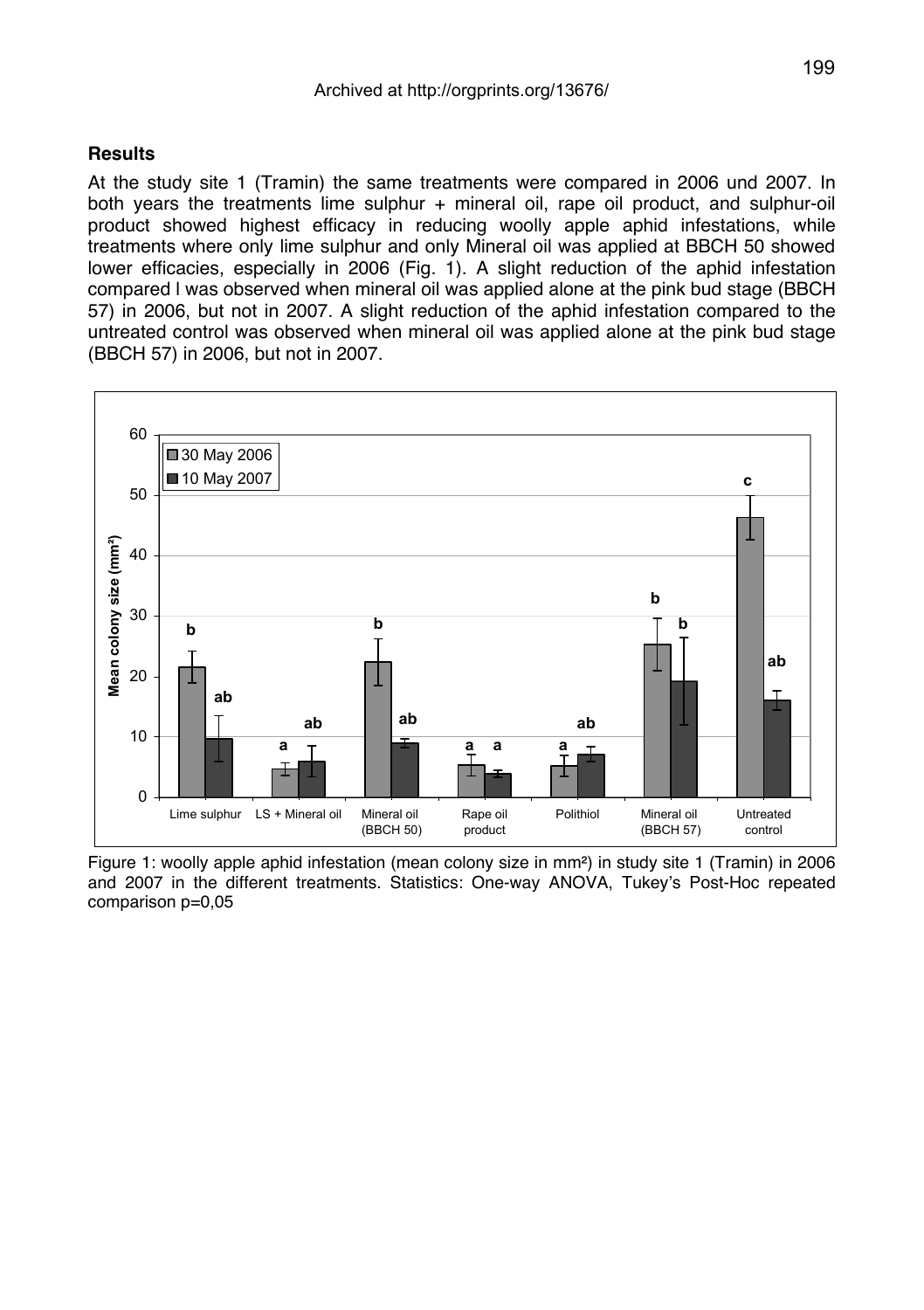## Results

At the study site 1 (Tramin) the same treatments were compared in 2006 und 2007. In both years the treatments lime sulphur + mineral oil, rape oil product, and sulphur-oil product showed highest efficacy in reducing woolly apple aphid infestations, while treatments where only lime sulphur and only Mineral oil was applied at BBCH 50 showed lower efficacies, especially in 2006 (Fig. 1). A slight reduction of the aphid infestation compared l was observed when mineral oil was applied alone at the pink bud stage (BBCH 57) in 2006, but not in 2007. A slight reduction of the aphid infestation compared to the untreated control was observed when mineral oil was applied alone at the pink bud stage (BBCH 57) in 2006, but not in 2007.

Figure 1: woolly apple aphid infestation (mean colony size in mm²) in study site 1 (Tramin) in 2006 and 2007 in the different treatments. Statistics: One-way ANOVA, Tukey's Post-Hoc repeated comparison p=0,05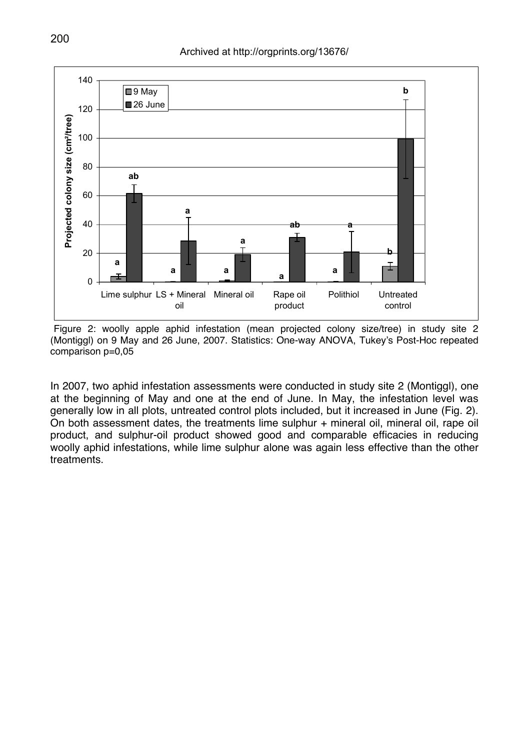Figure 2: woolly apple aphid infestation (mean projected colony size/tree) in study site 2 (Montiggl) on 9 May and 26 June, 2007. Statistics: One-way ANOVA, Tukey's Post-Hoc repeated comparison p=0,05

In 2007, two aphid infestation assessments were conducted in study site 2 (Montiggl), one at the beginning of May and one at the end of June. In May, the infestation level was generally low in all plots, untreated control plots included, but it increased in June (Fig. 2). On both assessment dates, the treatments lime sulphur + mineral oil, mineral oil, rape oil product, and sulphur-oil product showed good and comparable efficacies in reducing woolly aphid infestations, while lime sulphur alone was again less effective than the other treatments.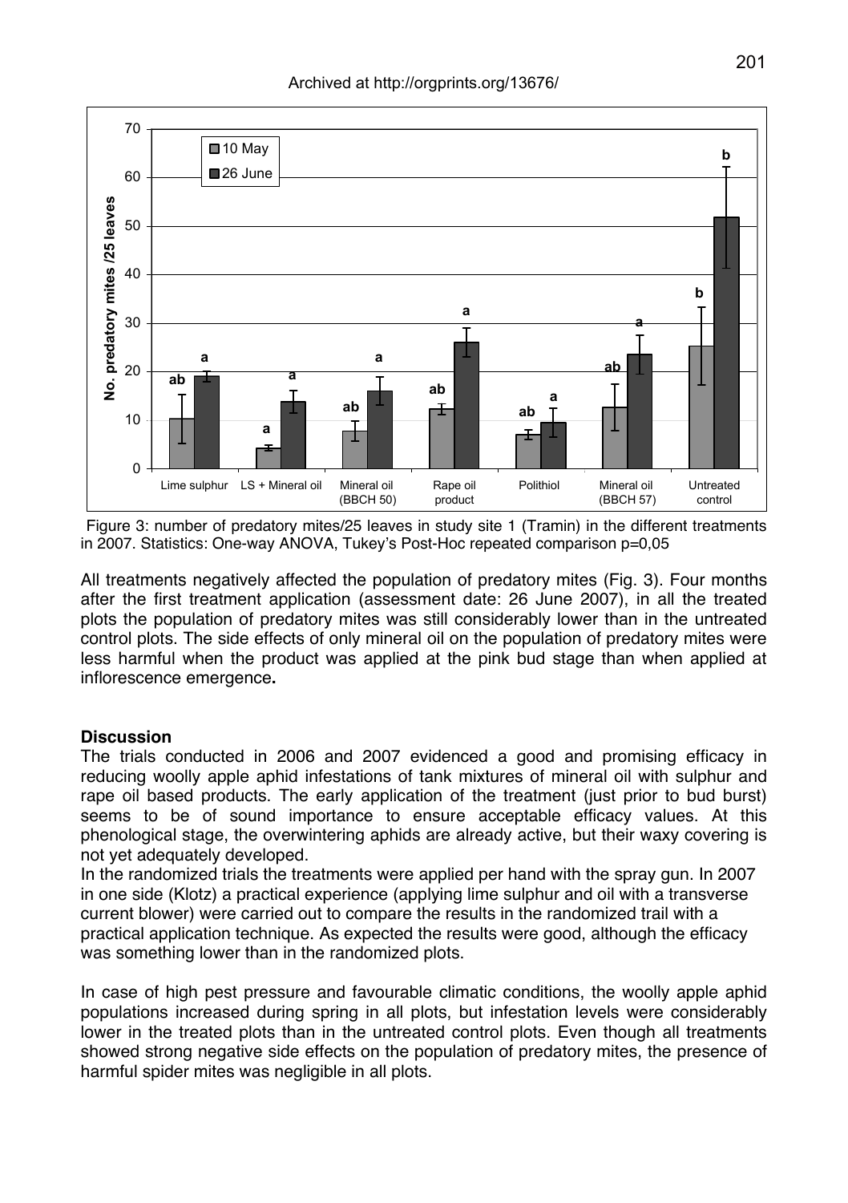Figure 3: number of predatory mites/25 leaves in study site 1 (Tramin) in the different treatments in 2007. Statistics: One-way ANOVA, Tukey's Post-Hoc repeated comparison p=0,05

All treatments negatively affected the population of predatory mites (Fig. 3). Four months after the first treatment application (assessment date: 26 June 2007), in all the treated plots the population of predatory mites was still considerably lower than in the untreated control plots. The side effects of only mineral oil on the population of predatory mites were less harmful when the product was applied at the pink bud stage than when applied at inflorescence emergence**.**

## Discussion

The trials conducted in 2006 and 2007 evidenced a good and promising efficacy in reducing woolly apple aphid infestations of tank mixtures of mineral oil with sulphur and rape oil based products. The early application of the treatment (just prior to bud burst) seems to be of sound importance to ensure acceptable efficacy values. At this phenological stage, the overwintering aphids are already active, but their waxy covering is not yet adequately developed.

In the randomized trials the treatments were applied per hand with the spray gun. In 2007 in one side (Klotz) a practical experience (applying lime sulphur and oil with a transverse current blower) were carried out to compare the results in the randomized trail with a practical application technique. As expected the results were good, although the efficacy was something lower than in the randomized plots.

In case of high pest pressure and favourable climatic conditions, the woolly apple aphid populations increased during spring in all plots, but infestation levels were considerably lower in the treated plots than in the untreated control plots. Even though all treatments showed strong negative side effects on the population of predatory mites, the presence of harmful spider mites was negligible in all plots.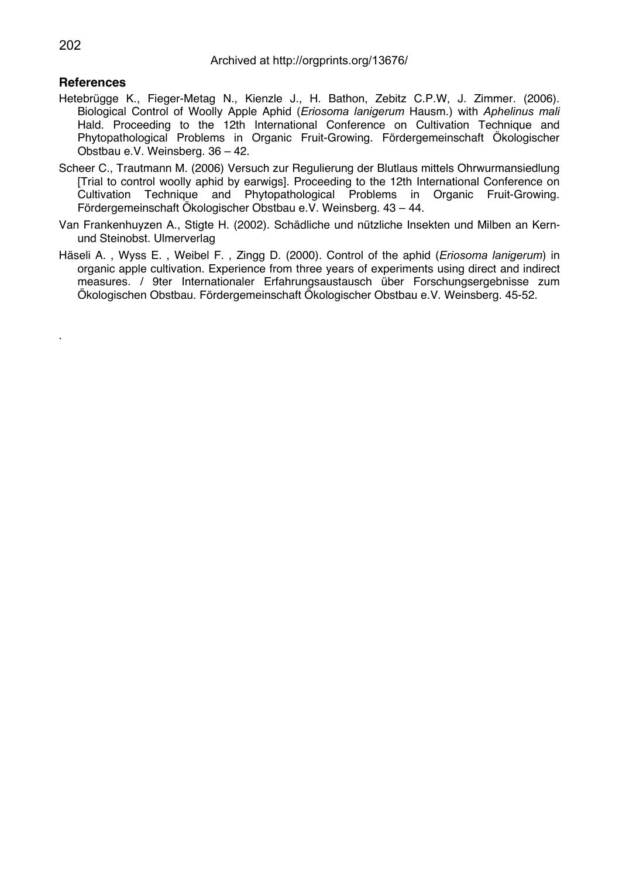Archived at http://orgprints.org/13676/

## References

Hetebrügge K., Fieger-Metag N., Kienzle J., H. Bathon, Zebitz C.P.W, J. Zimmer. (2006). Biological Control of Woolly Apple Aphid (*Eriosoma lanigerum* Hausm.) with *Aphelinus mali* Hald. Proceeding to the 12th International Conference on Cultivation Technique and Phytopathological Problems in Organic Fruit-Growing. Fördergemeinschaft Ökologischer Obstbau e.V. Weinsberg. 36 – 42.

Scheer C., Trautmann M. (2006) Versuch zur Regulierung der Blutlaus mittels Ohrwurmansiedlung [Trial to control woolly aphid by earwigs]. Proceeding to the 12th International Conference on Cultivation Technique and Phytopathological Problems in Organic Fruit-Growing. Fördergemeinschaft Ökologischer Obstbau e.V. Weinsberg. 43 – 44.

Van Frankenhuyzen A., Stigte H. (2002). Schädliche und nützliche Insekten und Milben an Kern- und Steinobst. Ulmerverlag

Häseli A. , Wyss E. , Weibel F. , Zingg D. (2000). Control of the aphid (*Eriosoma lanigerum*) in organic apple cultivation. Experience from three years of experiments using direct and indirect measures. / 9ter Internationaler Erfahrungsaustausch über Forschungsergebnisse zum Ökologischen Obstbau. Fördergemeinschaft Ökologischer Obstbau e.V. Weinsberg. 45-52.

.